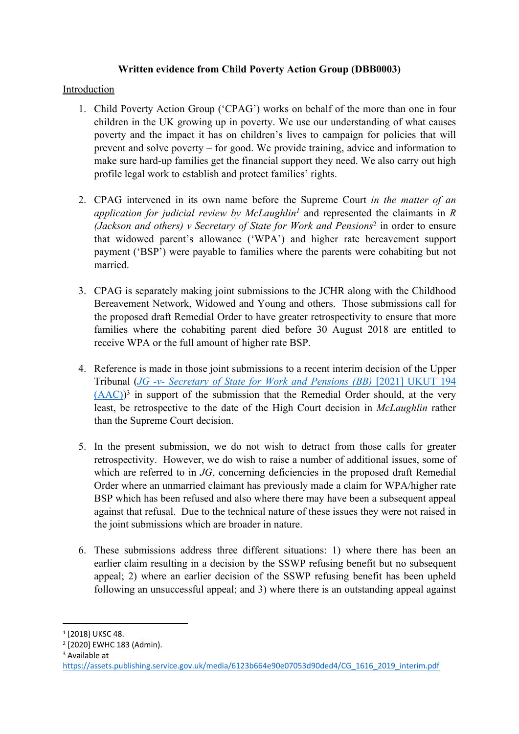**Written evidence from Child Poverty Action Group (DBB0003)**

Introduction

1. Child Poverty Action Group ('CPAG') works on behalf of the more than one in four children in the UK growing up in poverty. We use our understanding of what causes poverty and the impact it has on children's lives to campaign for policies that will prevent and solve poverty – for good. We provide training, advice and information to make sure hard-up families get the financial support they need. We also carry out high profile legal work to establish and protect families' rights.

2. CPAG intervened in its own name before the Supreme Court *in the matter of an application for judicial review by McLaughlin*[1] and represented the claimants in *R (Jackson and others) v Secretary of State for Work and Pensions*[2] in order to ensure that widowed parent's allowance ('WPA') and higher rate bereavement support payment ('BSP') were payable to families where the parents were cohabiting but not married.

3. CPAG is separately making joint submissions to the JCHR along with the Childhood Bereavement Network, Widowed and Young and others. Those submissions call for the proposed draft Remedial Order to have greater retrospectivity to ensure that more families where the cohabiting parent died before 30 August 2018 are entitled to receive WPA or the full amount of higher rate BSP.

4. Reference is made in those joint submissions to a recent interim decision of the Upper Tribunal ([*JG -v- Secretary of State for Work and Pensions (BB)* [2021] UKUT 194 (AAC)](https://assets.publishing.service.gov.uk/media/6123b664e90e07053d90ded4/CG_1616_2019_interim.pdf))[3] in support of the submission that the Remedial Order should, at the very least, be retrospective to the date of the High Court decision in *McLaughlin* rather than the Supreme Court decision.

5. In the present submission, we do not wish to detract from those calls for greater retrospectivity. However, we do wish to raise a number of additional issues, some of which are referred to in *JG*, concerning deficiencies in the proposed draft Remedial Order where an unmarried claimant has previously made a claim for WPA/higher rate BSP which has been refused and also where there may have been a subsequent appeal against that refusal. Due to the technical nature of these issues they were not raised in the joint submissions which are broader in nature.

6. These submissions address three different situations: 1) where there has been an earlier claim resulting in a decision by the SSWP refusing benefit but no subsequent appeal; 2) where an earlier decision of the SSWP refusing benefit has been upheld following an unsuccessful appeal; and 3) where there is an outstanding appeal against

---

[1] [2018] UKSC 48.

[2] [2020] EWHC 183 (Admin).

[3] Available at https://assets.publishing.service.gov.uk/media/6123b664e90e07053d90ded4/CG_1616_2019_interim.pdf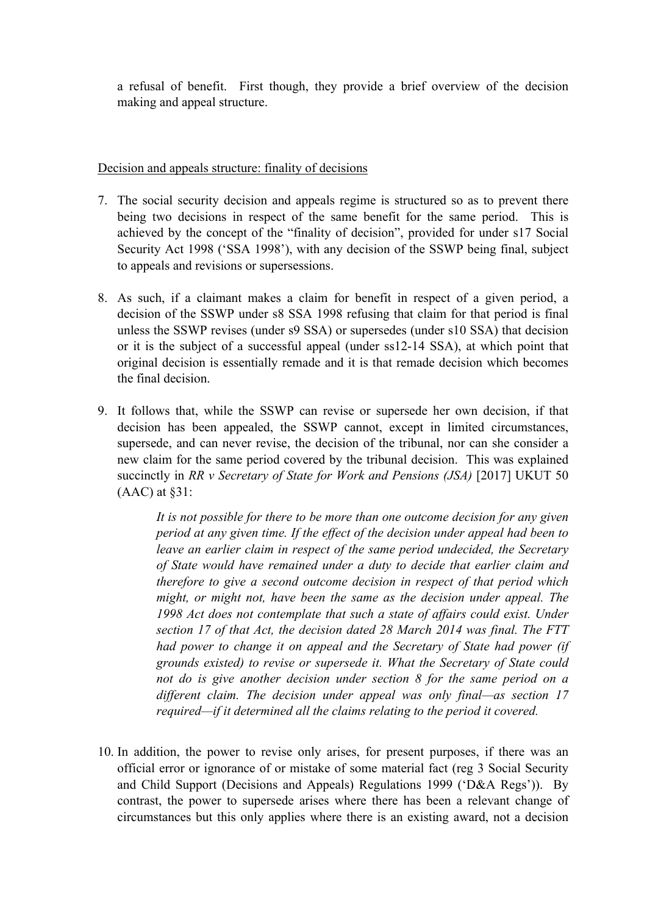a refusal of benefit. First though, they provide a brief overview of the decision making and appeal structure.

<u>Decision and appeals structure: finality of decisions</u>

7. The social security decision and appeals regime is structured so as to prevent there being two decisions in respect of the same benefit for the same period. This is achieved by the concept of the "finality of decision", provided for under s17 Social Security Act 1998 ('SSA 1998'), with any decision of the SSWP being final, subject to appeals and revisions or supersessions.

8. As such, if a claimant makes a claim for benefit in respect of a given period, a decision of the SSWP under s8 SSA 1998 refusing that claim for that period is final unless the SSWP revises (under s9 SSA) or supersedes (under s10 SSA) that decision or it is the subject of a successful appeal (under ss12-14 SSA), at which point that original decision is essentially remade and it is that remade decision which becomes the final decision.

9. It follows that, while the SSWP can revise or supersede her own decision, if that decision has been appealed, the SSWP cannot, except in limited circumstances, supersede, and can never revise, the decision of the tribunal, nor can she consider a new claim for the same period covered by the tribunal decision. This was explained succinctly in *RR v Secretary of State for Work and Pensions (JSA)* [2017] UKUT 50 (AAC) at §31:

   > *It is not possible for there to be more than one outcome decision for any given period at any given time. If the effect of the decision under appeal had been to leave an earlier claim in respect of the same period undecided, the Secretary of State would have remained under a duty to decide that earlier claim and therefore to give a second outcome decision in respect of that period which might, or might not, have been the same as the decision under appeal. The 1998 Act does not contemplate that such a state of affairs could exist. Under section 17 of that Act, the decision dated 28 March 2014 was final. The FTT had power to change it on appeal and the Secretary of State had power (if grounds existed) to revise or supersede it. What the Secretary of State could not do is give another decision under section 8 for the same period on a different claim. The decision under appeal was only final—as section 17 required—if it determined all the claims relating to the period it covered.*

10. In addition, the power to revise only arises, for present purposes, if there was an official error or ignorance of or mistake of some material fact (reg 3 Social Security and Child Support (Decisions and Appeals) Regulations 1999 ('D&A Regs')). By contrast, the power to supersede arises where there has been a relevant change of circumstances but this only applies where there is an existing award, not a decision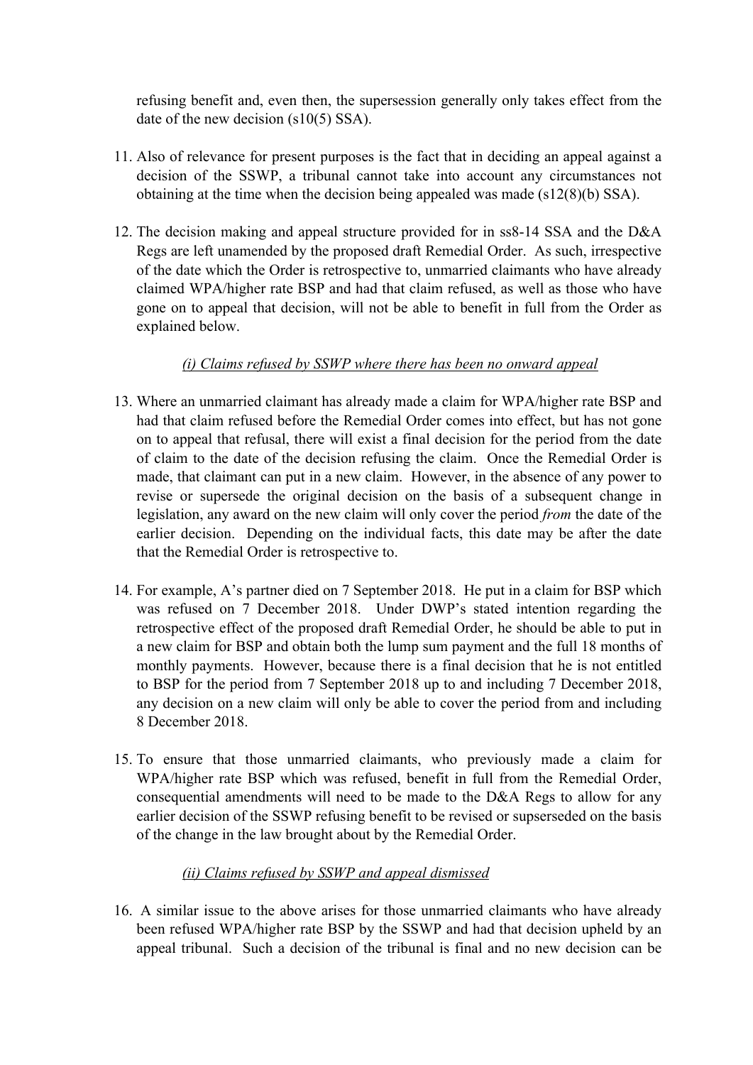refusing benefit and, even then, the supersession generally only takes effect from the date of the new decision (s10(5) SSA).

11. Also of relevance for present purposes is the fact that in deciding an appeal against a decision of the SSWP, a tribunal cannot take into account any circumstances not obtaining at the time when the decision being appealed was made (s12(8)(b) SSA).

12. The decision making and appeal structure provided for in ss8-14 SSA and the D&A Regs are left unamended by the proposed draft Remedial Order. As such, irrespective of the date which the Order is retrospective to, unmarried claimants who have already claimed WPA/higher rate BSP and had that claim refused, as well as those who have gone on to appeal that decision, will not be able to benefit in full from the Order as explained below.

<u>*(i) Claims refused by SSWP where there has been no onward appeal*</u>

13. Where an unmarried claimant has already made a claim for WPA/higher rate BSP and had that claim refused before the Remedial Order comes into effect, but has not gone on to appeal that refusal, there will exist a final decision for the period from the date of claim to the date of the decision refusing the claim. Once the Remedial Order is made, that claimant can put in a new claim. However, in the absence of any power to revise or supersede the original decision on the basis of a subsequent change in legislation, any award on the new claim will only cover the period *from* the date of the earlier decision. Depending on the individual facts, this date may be after the date that the Remedial Order is retrospective to.

14. For example, A's partner died on 7 September 2018. He put in a claim for BSP which was refused on 7 December 2018. Under DWP's stated intention regarding the retrospective effect of the proposed draft Remedial Order, he should be able to put in a new claim for BSP and obtain both the lump sum payment and the full 18 months of monthly payments. However, because there is a final decision that he is not entitled to BSP for the period from 7 September 2018 up to and including 7 December 2018, any decision on a new claim will only be able to cover the period from and including 8 December 2018.

15. To ensure that those unmarried claimants, who previously made a claim for WPA/higher rate BSP which was refused, benefit in full from the Remedial Order, consequential amendments will need to be made to the D&A Regs to allow for any earlier decision of the SSWP refusing benefit to be revised or supserseded on the basis of the change in the law brought about by the Remedial Order.

<u>*(ii) Claims refused by SSWP and appeal dismissed*</u>

16. A similar issue to the above arises for those unmarried claimants who have already been refused WPA/higher rate BSP by the SSWP and had that decision upheld by an appeal tribunal. Such a decision of the tribunal is final and no new decision can be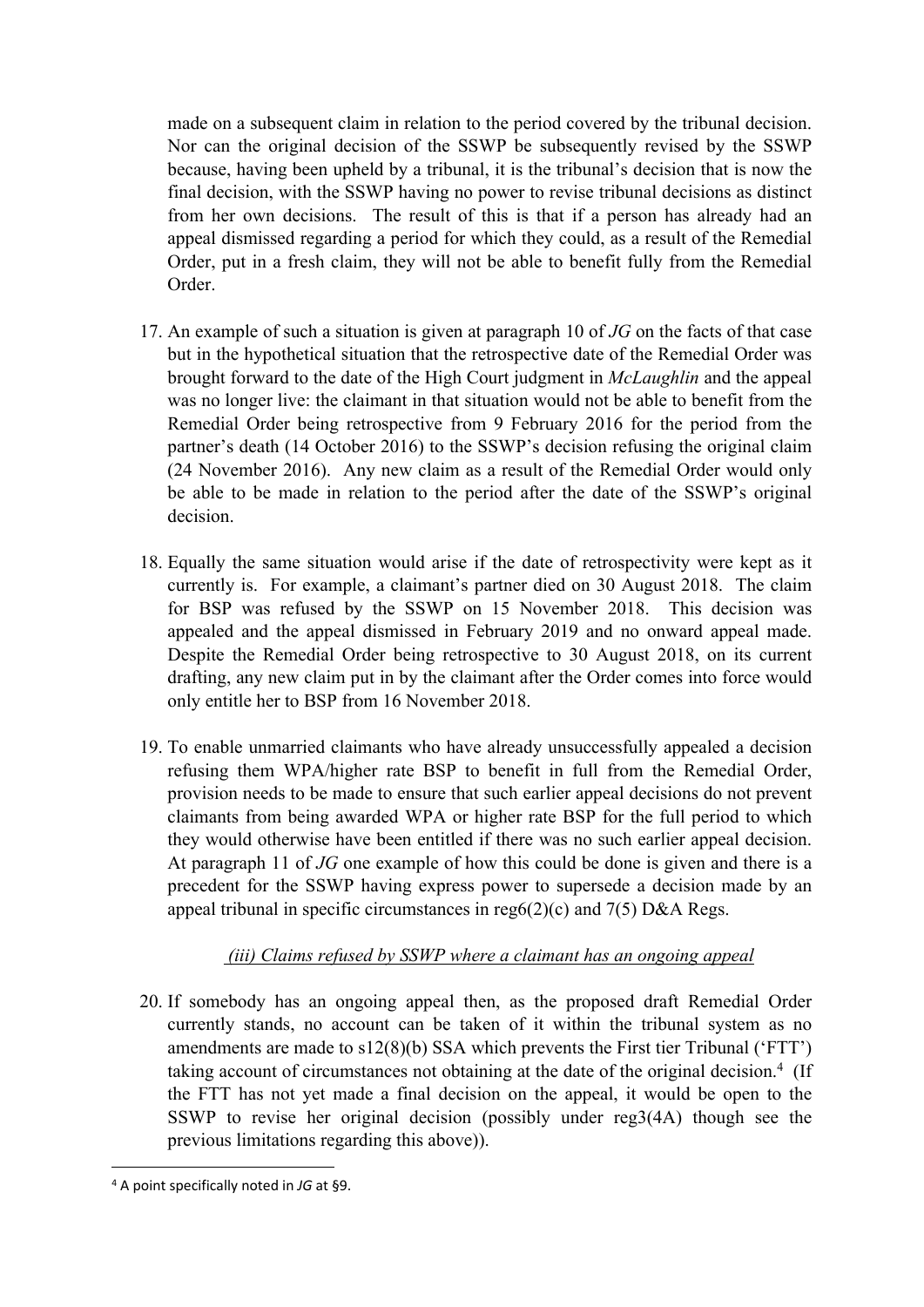made on a subsequent claim in relation to the period covered by the tribunal decision. Nor can the original decision of the SSWP be subsequently revised by the SSWP because, having been upheld by a tribunal, it is the tribunal's decision that is now the final decision, with the SSWP having no power to revise tribunal decisions as distinct from her own decisions. The result of this is that if a person has already had an appeal dismissed regarding a period for which they could, as a result of the Remedial Order, put in a fresh claim, they will not be able to benefit fully from the Remedial Order.

17. An example of such a situation is given at paragraph 10 of *JG* on the facts of that case but in the hypothetical situation that the retrospective date of the Remedial Order was brought forward to the date of the High Court judgment in *McLaughlin* and the appeal was no longer live: the claimant in that situation would not be able to benefit from the Remedial Order being retrospective from 9 February 2016 for the period from the partner's death (14 October 2016) to the SSWP's decision refusing the original claim (24 November 2016). Any new claim as a result of the Remedial Order would only be able to be made in relation to the period after the date of the SSWP's original decision.

18. Equally the same situation would arise if the date of retrospectivity were kept as it currently is. For example, a claimant's partner died on 30 August 2018. The claim for BSP was refused by the SSWP on 15 November 2018. This decision was appealed and the appeal dismissed in February 2019 and no onward appeal made. Despite the Remedial Order being retrospective to 30 August 2018, on its current drafting, any new claim put in by the claimant after the Order comes into force would only entitle her to BSP from 16 November 2018.

19. To enable unmarried claimants who have already unsuccessfully appealed a decision refusing them WPA/higher rate BSP to benefit in full from the Remedial Order, provision needs to be made to ensure that such earlier appeal decisions do not prevent claimants from being awarded WPA or higher rate BSP for the full period to which they would otherwise have been entitled if there was no such earlier appeal decision. At paragraph 11 of *JG* one example of how this could be done is given and there is a precedent for the SSWP having express power to supersede a decision made by an appeal tribunal in specific circumstances in reg6(2)(c) and 7(5) D&A Regs.

<u>*(iii) Claims refused by SSWP where a claimant has an ongoing appeal*</u>

20. If somebody has an ongoing appeal then, as the proposed draft Remedial Order currently stands, no account can be taken of it within the tribunal system as no amendments are made to s12(8)(b) SSA which prevents the First tier Tribunal ('FTT') taking account of circumstances not obtaining at the date of the original decision.[4] (If the FTT has not yet made a final decision on the appeal, it would be open to the SSWP to revise her original decision (possibly under reg3(4A) though see the previous limitations regarding this above)).

[4] A point specifically noted in *JG* at §9.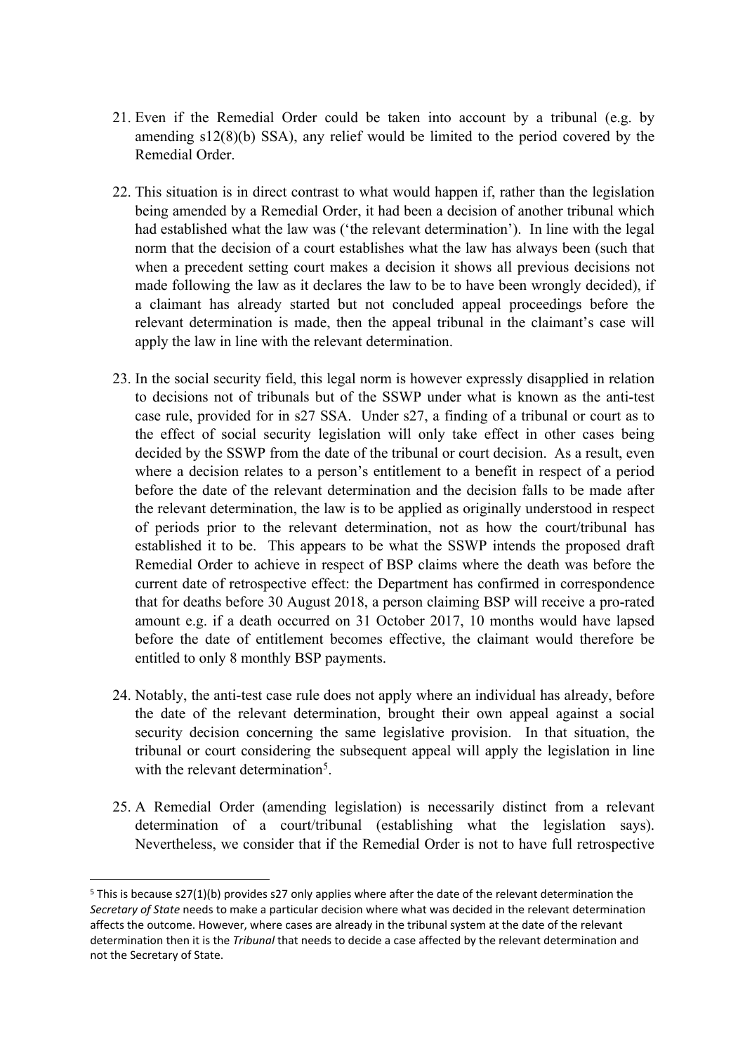21. Even if the Remedial Order could be taken into account by a tribunal (e.g. by amending s12(8)(b) SSA), any relief would be limited to the period covered by the Remedial Order.

22. This situation is in direct contrast to what would happen if, rather than the legislation being amended by a Remedial Order, it had been a decision of another tribunal which had established what the law was ('the relevant determination'). In line with the legal norm that the decision of a court establishes what the law has always been (such that when a precedent setting court makes a decision it shows all previous decisions not made following the law as it declares the law to be to have been wrongly decided), if a claimant has already started but not concluded appeal proceedings before the relevant determination is made, then the appeal tribunal in the claimant's case will apply the law in line with the relevant determination.

23. In the social security field, this legal norm is however expressly disapplied in relation to decisions not of tribunals but of the SSWP under what is known as the anti-test case rule, provided for in s27 SSA. Under s27, a finding of a tribunal or court as to the effect of social security legislation will only take effect in other cases being decided by the SSWP from the date of the tribunal or court decision. As a result, even where a decision relates to a person's entitlement to a benefit in respect of a period before the date of the relevant determination and the decision falls to be made after the relevant determination, the law is to be applied as originally understood in respect of periods prior to the relevant determination, not as how the court/tribunal has established it to be. This appears to be what the SSWP intends the proposed draft Remedial Order to achieve in respect of BSP claims where the death was before the current date of retrospective effect: the Department has confirmed in correspondence that for deaths before 30 August 2018, a person claiming BSP will receive a pro-rated amount e.g. if a death occurred on 31 October 2017, 10 months would have lapsed before the date of entitlement becomes effective, the claimant would therefore be entitled to only 8 monthly BSP payments.

24. Notably, the anti-test case rule does not apply where an individual has already, before the date of the relevant determination, brought their own appeal against a social security decision concerning the same legislative provision. In that situation, the tribunal or court considering the subsequent appeal will apply the legislation in line with the relevant determination[5].

25. A Remedial Order (amending legislation) is necessarily distinct from a relevant determination of a court/tribunal (establishing what the legislation says). Nevertheless, we consider that if the Remedial Order is not to have full retrospective

---

[5] This is because s27(1)(b) provides s27 only applies where after the date of the relevant determination the *Secretary of State* needs to make a particular decision where what was decided in the relevant determination affects the outcome. However, where cases are already in the tribunal system at the date of the relevant determination then it is the *Tribunal* that needs to decide a case affected by the relevant determination and not the Secretary of State.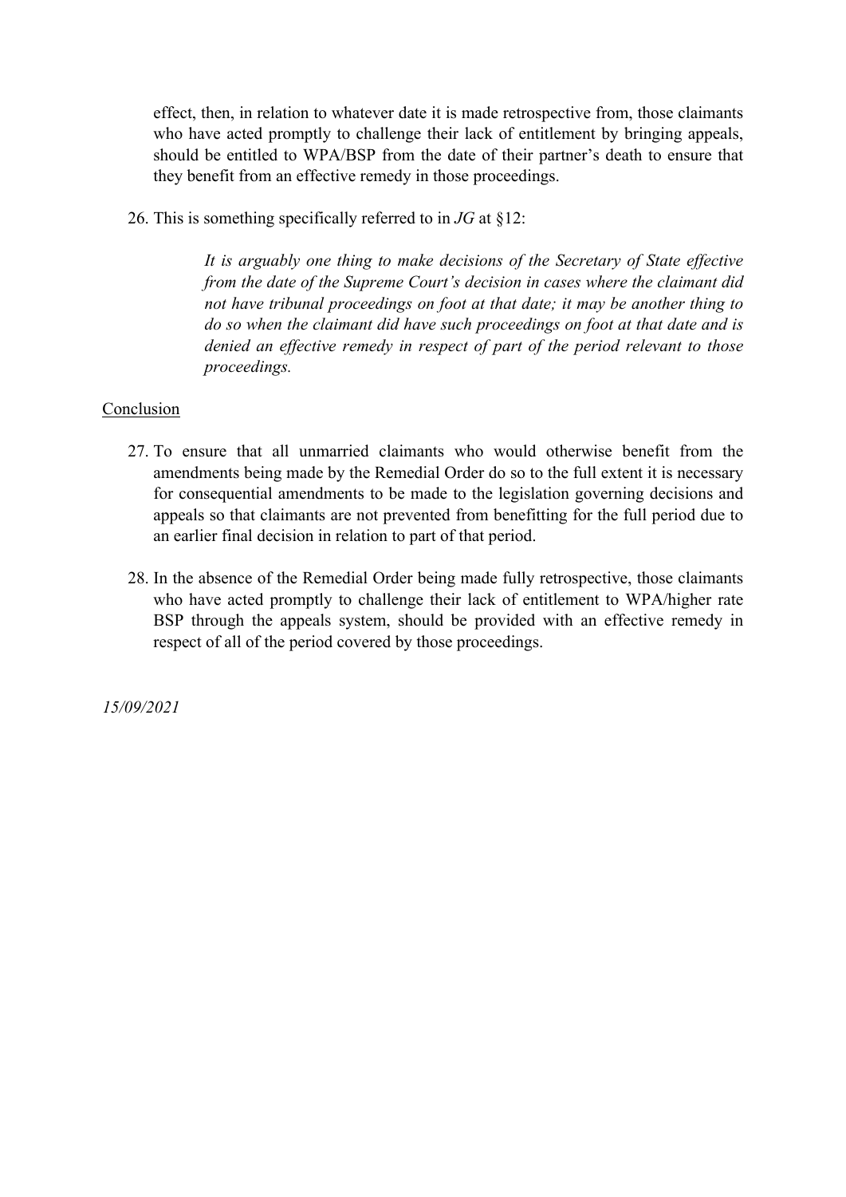effect, then, in relation to whatever date it is made retrospective from, those claimants who have acted promptly to challenge their lack of entitlement by bringing appeals, should be entitled to WPA/BSP from the date of their partner's death to ensure that they benefit from an effective remedy in those proceedings.

26. This is something specifically referred to in *JG* at §12:

> *It is arguably one thing to make decisions of the Secretary of State effective from the date of the Supreme Court's decision in cases where the claimant did not have tribunal proceedings on foot at that date; it may be another thing to do so when the claimant did have such proceedings on foot at that date and is denied an effective remedy in respect of part of the period relevant to those proceedings.*

Conclusion

27. To ensure that all unmarried claimants who would otherwise benefit from the amendments being made by the Remedial Order do so to the full extent it is necessary for consequential amendments to be made to the legislation governing decisions and appeals so that claimants are not prevented from benefitting for the full period due to an earlier final decision in relation to part of that period.

28. In the absence of the Remedial Order being made fully retrospective, those claimants who have acted promptly to challenge their lack of entitlement to WPA/higher rate BSP through the appeals system, should be provided with an effective remedy in respect of all of the period covered by those proceedings.

*15/09/2021*